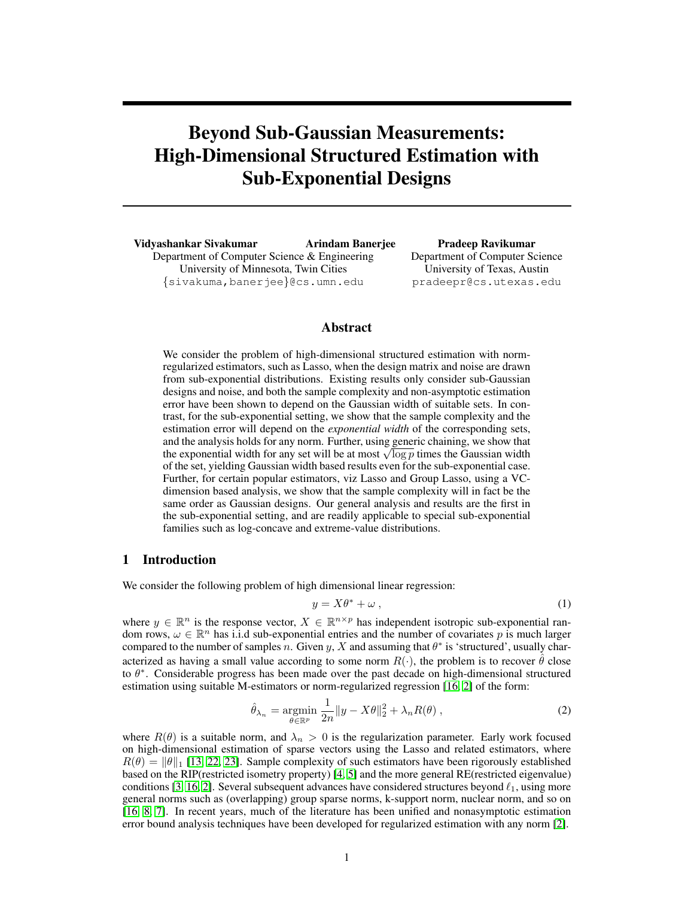# Beyond Sub-Gaussian Measurements: High-Dimensional Structured Estimation with Sub-Exponential Designs

**Vidyashankar Sivakumar** **Arindam Banerjee**
Department of Computer Science & Engineering
University of Minnesota, Twin Cities
{sivakuma,banerjee}@cs.umn.edu

**Pradeep Ravikumar**
Department of Computer Science
University of Texas, Austin
pradeepr@cs.utexas.edu

## Abstract

We consider the problem of high-dimensional structured estimation with norm-regularized estimators, such as Lasso, when the design matrix and noise are drawn from sub-exponential distributions. Existing results only consider sub-Gaussian designs and noise, and both the sample complexity and non-asymptotic estimation error have been shown to depend on the Gaussian width of suitable sets. In contrast, for the sub-exponential setting, we show that the sample complexity and the estimation error will depend on the *exponential width* of the corresponding sets, and the analysis holds for any norm. Further, using generic chaining, we show that the exponential width for any set will be at most $\sqrt{\log p}$ times the Gaussian width of the set, yielding Gaussian width based results even for the sub-exponential case. Further, for certain popular estimators, viz Lasso and Group Lasso, using a VC-dimension based analysis, we show that the sample complexity will in fact be the same order as Gaussian designs. Our general analysis and results are the first in the sub-exponential setting, and are readily applicable to special sub-exponential families such as log-concave and extreme-value distributions.

## 1 Introduction

We consider the following problem of high dimensional linear regression:

$$y = X\theta^* + \omega \,, \tag{1}$$

where $y \in \mathbb{R}^n$ is the response vector, $X \in \mathbb{R}^{n\times p}$ has independent isotropic sub-exponential random rows, $\omega \in \mathbb{R}^n$ has i.i.d sub-exponential entries and the number of covariates $p$ is much larger compared to the number of samples $n$. Given $y, X$ and assuming that $\theta^*$ is 'structured', usually characterized as having a small value according to some norm $R(\cdot)$, the problem is to recover $\hat{\theta}$ close to $\theta^*$. Considerable progress has been made over the past decade on high-dimensional structured estimation using suitable M-estimators or norm-regularized regression [16, 2] of the form:

$$\hat{\theta}_{\lambda_n} = \underset{\theta\in\mathbb{R}^p}{\operatorname{argmin}} \; \frac{1}{2n}\|y - X\theta\|_2^2 + \lambda_n R(\theta) \,, \tag{2}$$

where $R(\theta)$ is a suitable norm, and $\lambda_n > 0$ is the regularization parameter. Early work focused on high-dimensional estimation of sparse vectors using the Lasso and related estimators, where $R(\theta) = \|\theta\|_1$ [13, 22, 23]. Sample complexity of such estimators have been rigorously established based on the RIP(restricted isometry property) [4, 5] and the more general RE(restricted eigenvalue) conditions [3, 16, 2]. Several subsequent advances have considered structures beyond $\ell_1$, using more general norms such as (overlapping) group sparse norms, k-support norm, nuclear norm, and so on [16, 8, 7]. In recent years, much of the literature has been unified and nonasymptotic estimation error bound analysis techniques have been developed for regularized estimation with any norm [2].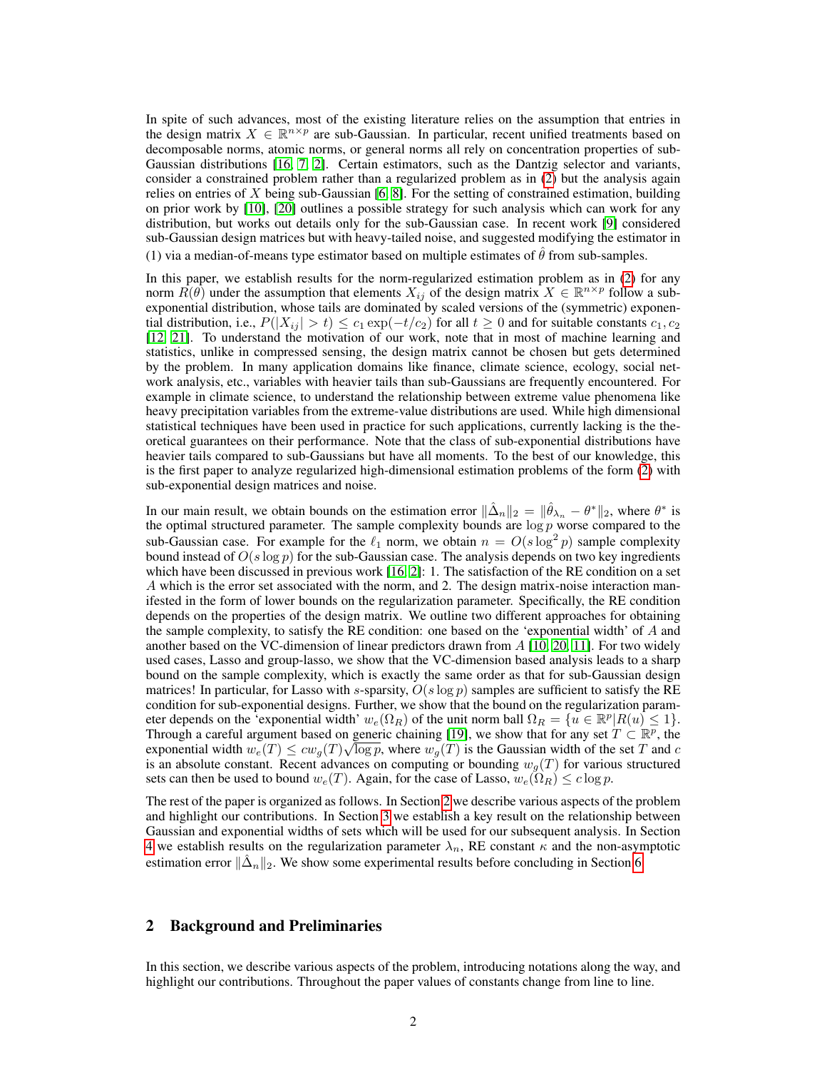In spite of such advances, most of the existing literature relies on the assumption that entries in the design matrix $X \in \mathbb{R}^{n \times p}$ are sub-Gaussian. In particular, recent unified treatments based on decomposable norms, atomic norms, or general norms all rely on concentration properties of sub-Gaussian distributions [16, 7, 2]. Certain estimators, such as the Dantzig selector and variants, consider a constrained problem rather than a regularized problem as in (2) but the analysis again relies on entries of $X$ being sub-Gaussian [6, 8]. For the setting of constrained estimation, building on prior work by [10], [20] outlines a possible strategy for such analysis which can work for any distribution, but works out details only for the sub-Gaussian case. In recent work [9] considered sub-Gaussian design matrices but with heavy-tailed noise, and suggested modifying the estimator in (1) via a median-of-means type estimator based on multiple estimates of $\hat{\theta}$ from sub-samples.

In this paper, we establish results for the norm-regularized estimation problem as in (2) for any norm $R(\theta)$ under the assumption that elements $X_{ij}$ of the design matrix $X \in \mathbb{R}^{n \times p}$ follow a sub-exponential distribution, whose tails are dominated by scaled versions of the (symmetric) exponential distribution, i.e., $P(|X_{ij}| > t) \leq c_1 \exp(-t/c_2)$ for all $t \geq 0$ and for suitable constants $c_1, c_2$ [12, 21]. To understand the motivation of our work, note that in most of machine learning and statistics, unlike in compressed sensing, the design matrix cannot be chosen but gets determined by the problem. In many application domains like finance, climate science, ecology, social network analysis, etc., variables with heavier tails than sub-Gaussians are frequently encountered. For example in climate science, to understand the relationship between extreme value phenomena like heavy precipitation variables from the extreme-value distributions are used. While high dimensional statistical techniques have been used in practice for such applications, currently lacking is the theoretical guarantees on their performance. Note that the class of sub-exponential distributions have heavier tails compared to sub-Gaussians but have all moments. To the best of our knowledge, this is the first paper to analyze regularized high-dimensional estimation problems of the form (2) with sub-exponential design matrices and noise.

In our main result, we obtain bounds on the estimation error $\|\hat{\Delta}_n\|_2 = \|\hat{\theta}_{\lambda_n} - \theta^*\|_2$, where $\theta^*$ is the optimal structured parameter. The sample complexity bounds are $\log p$ worse compared to the sub-Gaussian case. For example for the $\ell_1$ norm, we obtain $n = O(s \log^2 p)$ sample complexity bound instead of $O(s \log p)$ for the sub-Gaussian case. The analysis depends on two key ingredients which have been discussed in previous work [16, 2]: 1. The satisfaction of the RE condition on a set $A$ which is the error set associated with the norm, and 2. The design matrix-noise interaction manifested in the form of lower bounds on the regularization parameter. Specifically, the RE condition depends on the properties of the design matrix. We outline two different approaches for obtaining the sample complexity, to satisfy the RE condition: one based on the 'exponential width' of $A$ and another based on the VC-dimension of linear predictors drawn from $A$ [10, 20, 11]. For two widely used cases, Lasso and group-lasso, we show that the VC-dimension based analysis leads to a sharp bound on the sample complexity, which is exactly the same order as that for sub-Gaussian design matrices! In particular, for Lasso with $s$-sparsity, $O(s \log p)$ samples are sufficient to satisfy the RE condition for sub-exponential designs. Further, we show that the bound on the regularization parameter depends on the 'exponential width' $w_e(\Omega_R)$ of the unit norm ball $\Omega_R = \{u \in \mathbb{R}^p | R(u) \leq 1\}$. Through a careful argument based on generic chaining [19], we show that for any set $T \subset \mathbb{R}^p$, the exponential width $w_e(T) \leq c w_g(T) \sqrt{\log p}$, where $w_g(T)$ is the Gaussian width of the set $T$ and $c$ is an absolute constant. Recent advances on computing or bounding $w_g(T)$ for various structured sets can then be used to bound $w_e(T)$. Again, for the case of Lasso, $w_e(\Omega_R) \leq c \log p$.

The rest of the paper is organized as follows. In Section 2 we describe various aspects of the problem and highlight our contributions. In Section 3 we establish a key result on the relationship between Gaussian and exponential widths of sets which will be used for our subsequent analysis. In Section 4 we establish results on the regularization parameter $\lambda_n$, RE constant $\kappa$ and the non-asymptotic estimation error $\|\hat{\Delta}_n\|_2$. We show some experimental results before concluding in Section 6.

## 2 Background and Preliminaries

In this section, we describe various aspects of the problem, introducing notations along the way, and highlight our contributions. Throughout the paper values of constants change from line to line.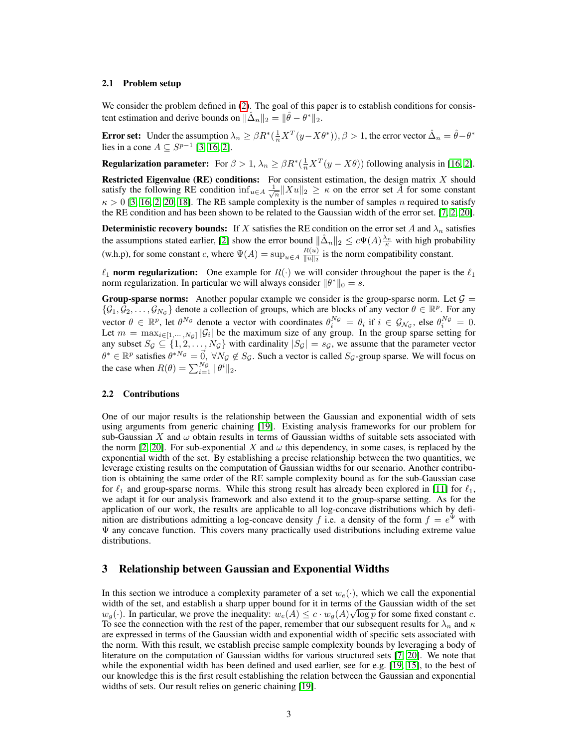### 2.1 Problem setup

We consider the problem defined in (2). The goal of this paper is to establish conditions for consistent estimation and derive bounds on $\|\hat{\Delta}_n\|_2 = \|\hat{\theta} - \theta^*\|_2$.

**Error set:** Under the assumption $\lambda_n \geq \beta R^*(\frac{1}{n}X^T(y - X\theta^*)), \beta > 1$, the error vector $\hat{\Delta}_n = \hat{\theta} - \theta^*$ lies in a cone $A \subseteq S^{p-1}$ [3, 16, 2].

**Regularization parameter:** For $\beta > 1$, $\lambda_n \geq \beta R^*(\frac{1}{n}X^T(y - X\theta))$ following analysis in [16, 2].

**Restricted Eigenvalue (RE) conditions:** For consistent estimation, the design matrix $X$ should satisfy the following RE condition $\inf_{u \in A} \frac{1}{\sqrt{n}}\|Xu\|_2 \geq \kappa$ on the error set $A$ for some constant $\kappa > 0$ [3, 16, 2, 20, 18]. The RE sample complexity is the number of samples $n$ required to satisfy the RE condition and has been shown to be related to the Gaussian width of the error set. [7, 2, 20].

**Deterministic recovery bounds:** If $X$ satisfies the RE condition on the error set $A$ and $\lambda_n$ satisfies the assumptions stated earlier, [2] show the error bound $\|\hat{\Delta}_n\|_2 \leq c\Psi(A)\frac{\lambda_n}{\kappa}$ with high probability (w.h.p), for some constant $c$, where $\Psi(A) = \sup_{u \in A} \frac{R(u)}{\|u\|_2}$ is the norm compatibility constant.

**$\ell_1$ norm regularization:** One example for $R(\cdot)$ we will consider throughout the paper is the $\ell_1$ norm regularization. In particular we will always consider $\|\theta^*\|_0 = s$.

**Group-sparse norms:** Another popular example we consider is the group-sparse norm. Let $\mathcal{G} = \{\mathcal{G}_1, \mathcal{G}_2, \ldots, \mathcal{G}_{N_\mathcal{G}}\}$ denote a collection of groups, which are blocks of any vector $\theta \in \mathbb{R}^p$. For any vector $\theta \in \mathbb{R}^p$, let $\theta^{N_\mathcal{G}}$ denote a vector with coordinates $\theta_i^{N_\mathcal{G}} = \theta_i$ if $i \in \mathcal{G}_{\mathcal{N}_\mathcal{G}}$, else $\theta_i^{N_\mathcal{G}} = 0$. Let $m = \max_{i \in [1, \cdots, N_\mathcal{G}]} |\mathcal{G}_i|$ be the maximum size of any group. In the group sparse setting for any subset $S_\mathcal{G} \subseteq \{1, 2, \ldots, N_\mathcal{G}\}$ with cardinality $|S_\mathcal{G}| = s_\mathcal{G}$, we assume that the parameter vector $\theta^* \in \mathbb{R}^p$ satisfies $\theta^{*N_\mathcal{G}} = \vec{0}$, $\forall N_\mathcal{G} \notin S_\mathcal{G}$. Such a vector is called $S_\mathcal{G}$-group sparse. We will focus on the case when $R(\theta) = \sum_{i=1}^{N_\mathcal{G}} \|\theta^i\|_2$.

### 2.2 Contributions

One of our major results is the relationship between the Gaussian and exponential width of sets using arguments from generic chaining [19]. Existing analysis frameworks for our problem for sub-Gaussian $X$ and $\omega$ obtain results in terms of Gaussian widths of suitable sets associated with the norm [2, 20]. For sub-exponential $X$ and $\omega$ this dependency, in some cases, is replaced by the exponential width of the set. By establishing a precise relationship between the two quantities, we leverage existing results on the computation of Gaussian widths for our scenario. Another contribution is obtaining the same order of the RE sample complexity bound as for the sub-Gaussian case for $\ell_1$ and group-sparse norms. While this strong result has already been explored in [11] for $\ell_1$, we adapt it for our analysis framework and also extend it to the group-sparse setting. As for the application of our work, the results are applicable to all log-concave distributions which by definition are distributions admitting a log-concave density $f$ i.e. a density of the form $f = e^\Psi$ with $\Psi$ any concave function. This covers many practically used distributions including extreme value distributions.

## 3 Relationship between Gaussian and Exponential Widths

In this section we introduce a complexity parameter of a set $w_e(\cdot)$, which we call the exponential width of the set, and establish a sharp upper bound for it in terms of the Gaussian width of the set $w_g(\cdot)$. In particular, we prove the inequality: $w_e(A) \leq c \cdot w_g(A)\sqrt{\log p}$ for some fixed constant $c$. To see the connection with the rest of the paper, remember that our subsequent results for $\lambda_n$ and $\kappa$ are expressed in terms of the Gaussian width and exponential width of specific sets associated with the norm. With this result, we establish precise sample complexity bounds by leveraging a body of literature on the computation of Gaussian widths for various structured sets [7, 20]. We note that while the exponential width has been defined and used earlier, see for e.g. [19, 15], to the best of our knowledge this is the first result establishing the relation between the Gaussian and exponential widths of sets. Our result relies on generic chaining [19].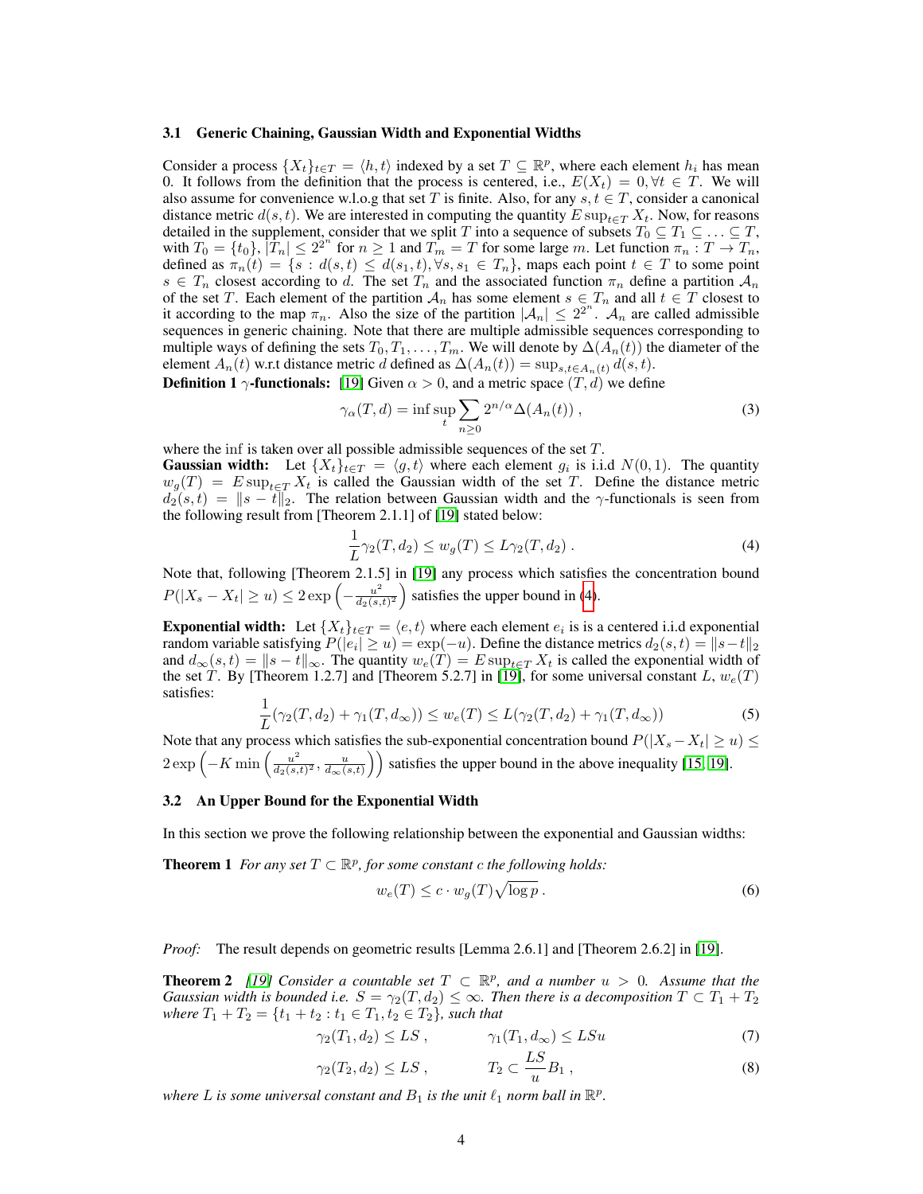### 3.1 Generic Chaining, Gaussian Width and Exponential Widths

Consider a process $\{X_t\}_{t\in T} = \langle h, t\rangle$ indexed by a set $T \subseteq \mathbb{R}^p$, where each element $h_i$ has mean 0. It follows from the definition that the process is centered, i.e., $E(X_t) = 0, \forall t \in T$. We will also assume for convenience w.l.o.g that set $T$ is finite. Also, for any $s, t \in T$, consider a canonical distance metric $d(s,t)$. We are interested in computing the quantity $E \sup_{t\in T} X_t$. Now, for reasons detailed in the supplement, consider that we split $T$ into a sequence of subsets $T_0 \subseteq T_1 \subseteq \ldots \subseteq T$, with $T_0 = \{t_0\}$, $|T_n| \leq 2^{2^n}$ for $n \geq 1$ and $T_m = T$ for some large $m$. Let function $\pi_n : T \to T_n$, defined as $\pi_n(t) = \{s : d(s,t) \leq d(s_1, t), \forall s, s_1 \in T_n\}$, maps each point $t \in T$ to some point $s \in T_n$ closest according to $d$. The set $T_n$ and the associated function $\pi_n$ define a partition $\mathcal{A}_n$ of the set $T$. Each element of the partition $\mathcal{A}_n$ has some element $s \in T_n$ and all $t \in T$ closest to it according to the map $\pi_n$. Also the size of the partition $|\mathcal{A}_n| \leq 2^{2^n}$. $\mathcal{A}_n$ are called admissible sequences in generic chaining. Note that there are multiple admissible sequences corresponding to multiple ways of defining the sets $T_0, T_1, \ldots, T_m$. We will denote by $\Delta(A_n(t))$ the diameter of the element $A_n(t)$ w.r.t distance metric $d$ defined as $\Delta(A_n(t)) = \sup_{s,t\in A_n(t)} d(s,t)$.

**Definition 1** **$\gamma$-functionals:** [19] Given $\alpha > 0$, and a metric space $(T, d)$ we define

$$\gamma_\alpha(T, d) = \inf \sup_t \sum_{n\geq 0} 2^{n/\alpha} \Delta(A_n(t)) \, , \tag{3}$$

where the inf is taken over all possible admissible sequences of the set $T$.

**Gaussian width:** Let $\{X_t\}_{t\in T} = \langle g, t\rangle$ where each element $g_i$ is i.i.d $N(0,1)$. The quantity $w_g(T) = E \sup_{t\in T} X_t$ is called the Gaussian width of the set $T$. Define the distance metric $d_2(s,t) = \|s - t\|_2$. The relation between Gaussian width and the $\gamma$-functionals is seen from the following result from [Theorem 2.1.1] of [19] stated below:

$$\frac{1}{L}\gamma_2(T, d_2) \leq w_g(T) \leq L\gamma_2(T, d_2) \, . \tag{4}$$

Note that, following [Theorem 2.1.5] in [19] any process which satisfies the concentration bound $P(|X_s - X_t| \geq u) \leq 2\exp\left(-\frac{u^2}{d_2(s,t)^2}\right)$ satisfies the upper bound in (4).

**Exponential width:** Let $\{X_t\}_{t\in T} = \langle e, t\rangle$ where each element $e_i$ is is a centered i.i.d exponential random variable satisfying $P(|e_i| \geq u) = \exp(-u)$. Define the distance metrics $d_2(s,t) = \|s-t\|_2$ and $d_\infty(s,t) = \|s - t\|_\infty$. The quantity $w_e(T) = E \sup_{t\in T} X_t$ is called the exponential width of the set $T$. By [Theorem 1.2.7] and [Theorem 5.2.7] in [19], for some universal constant $L$, $w_e(T)$ satisfies:

$$\frac{1}{L}(\gamma_2(T, d_2) + \gamma_1(T, d_\infty)) \leq w_e(T) \leq L(\gamma_2(T, d_2) + \gamma_1(T, d_\infty)) \tag{5}$$

Note that any process which satisfies the sub-exponential concentration bound $P(|X_s - X_t| \geq u) \leq 2\exp\left(-K \min\left(\frac{u^2}{d_2(s,t)^2}, \frac{u}{d_\infty(s,t)}\right)\right)$ satisfies the upper bound in the above inequality [15, 19].

### 3.2 An Upper Bound for the Exponential Width

In this section we prove the following relationship between the exponential and Gaussian widths:

**Theorem 1** *For any set $T \subset \mathbb{R}^p$, for some constant $c$ the following holds:*

$$w_e(T) \leq c \cdot w_g(T)\sqrt{\log p} \, . \tag{6}$$

*Proof:* The result depends on geometric results [Lemma 2.6.1] and [Theorem 2.6.2] in [19].

**Theorem 2** *[19] Consider a countable set $T \subset \mathbb{R}^p$, and a number $u > 0$. Assume that the Gaussian width is bounded i.e. $S = \gamma_2(T, d_2) \leq \infty$. Then there is a decomposition $T \subset T_1 + T_2$ where $T_1 + T_2 = \{t_1 + t_2 : t_1 \in T_1, t_2 \in T_2\}$, such that*

$$\gamma_2(T_1, d_2) \leq LS \, , \qquad \gamma_1(T_1, d_\infty) \leq LSu \tag{7}$$

$$\gamma_2(T_2, d_2) \leq LS \, , \qquad T_2 \subset \frac{LS}{u} B_1 \, , \tag{8}$$

*where $L$ is some universal constant and $B_1$ is the unit $\ell_1$ norm ball in $\mathbb{R}^p$.*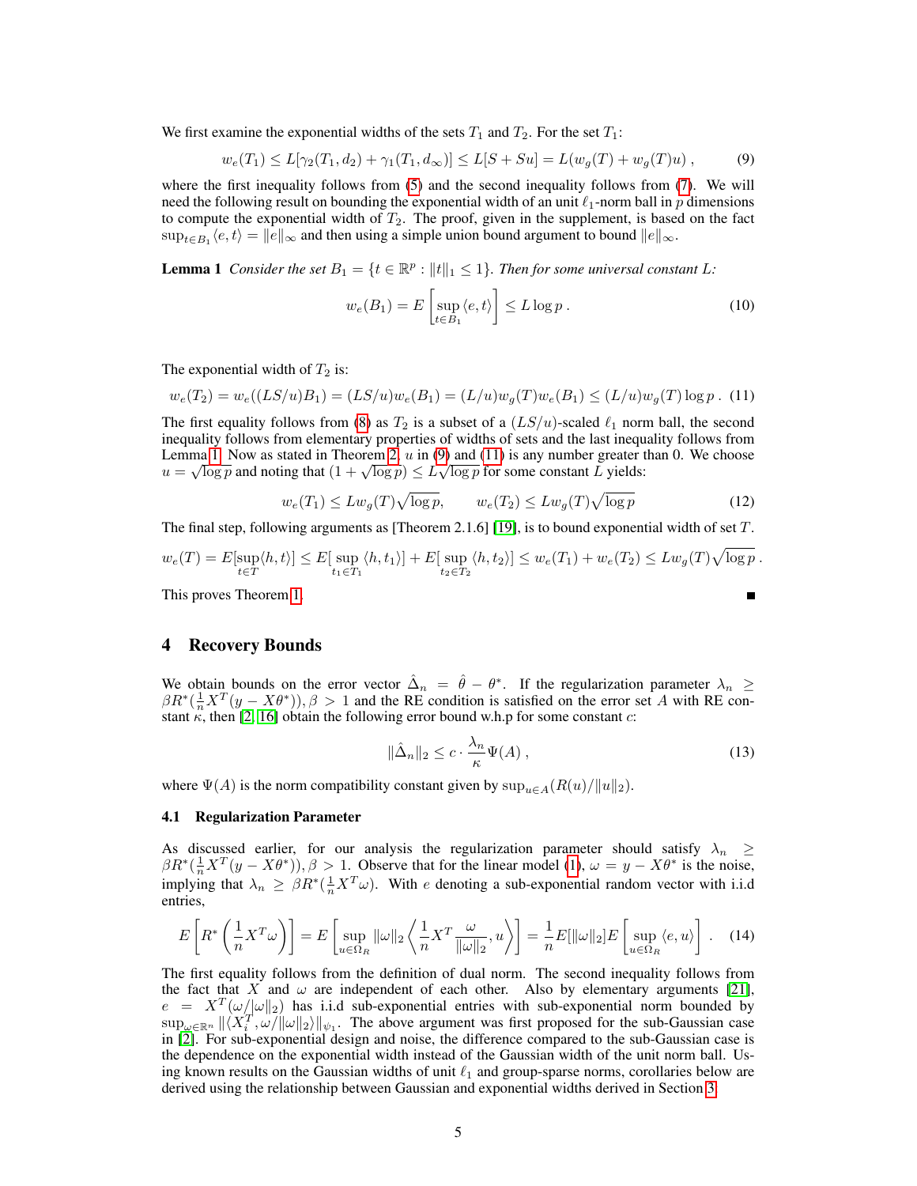We first examine the exponential widths of the sets $T_1$ and $T_2$. For the set $T_1$:

$$w_e(T_1) \leq L[\gamma_2(T_1, d_2) + \gamma_1(T_1, d_\infty)] \leq L[S + Su] = L(w_g(T) + w_g(T)u) , \tag{9}$$

where the first inequality follows from (5) and the second inequality follows from (7). We will need the following result on bounding the exponential width of an unit $\ell_1$-norm ball in $p$ dimensions to compute the exponential width of $T_2$. The proof, given in the supplement, is based on the fact $\sup_{t \in B_1} \langle e, t \rangle = \|e\|_\infty$ and then using a simple union bound argument to bound $\|e\|_\infty$.

**Lemma 1** *Consider the set $B_1 = \{t \in \mathbb{R}^p : \|t\|_1 \leq 1\}$. Then for some universal constant $L$:*

$$w_e(B_1) = E\left[\sup_{t \in B_1} \langle e, t \rangle\right] \leq L \log p . \tag{10}$$

The exponential width of $T_2$ is:

$$w_e(T_2) = w_e((LS/u)B_1) = (LS/u)w_e(B_1) = (L/u)w_g(T)w_e(B_1) \leq (L/u)w_g(T) \log p . \tag{11}$$

The first equality follows from (8) as $T_2$ is a subset of a $(LS/u)$-scaled $\ell_1$ norm ball, the second inequality follows from elementary properties of widths of sets and the last inequality follows from Lemma 1. Now as stated in Theorem 2, $u$ in (9) and (11) is any number greater than 0. We choose $u = \sqrt{\log p}$ and noting that $(1 + \sqrt{\log p}) \leq L\sqrt{\log p}$ for some constant $L$ yields:

$$w_e(T_1) \leq Lw_g(T)\sqrt{\log p}, \qquad w_e(T_2) \leq Lw_g(T)\sqrt{\log p} \tag{12}$$

The final step, following arguments as [Theorem 2.1.6] [19], is to bound exponential width of set $T$.

$$w_e(T) = E[\sup_{t \in T} \langle h, t \rangle] \leq E[\sup_{t_1 \in T_1} \langle h, t_1 \rangle] + E[\sup_{t_2 \in T_2} \langle h, t_2 \rangle] \leq w_e(T_1) + w_e(T_2) \leq Lw_g(T)\sqrt{\log p} .$$

This proves Theorem 1. ∎

## 4 Recovery Bounds

We obtain bounds on the error vector $\hat{\Delta}_n = \hat{\theta} - \theta^*$. If the regularization parameter $\lambda_n \geq \beta R^*(\frac{1}{n}X^T(y - X\theta^*)), \beta > 1$ and the RE condition is satisfied on the error set $A$ with RE constant $\kappa$, then [2, 16] obtain the following error bound w.h.p for some constant $c$:

$$\|\hat{\Delta}_n\|_2 \leq c \cdot \frac{\lambda_n}{\kappa} \Psi(A) , \tag{13}$$

where $\Psi(A)$ is the norm compatibility constant given by $\sup_{u \in A}(R(u)/\|u\|_2)$.

### 4.1 Regularization Parameter

As discussed earlier, for our analysis the regularization parameter should satisfy $\lambda_n \geq \beta R^*(\frac{1}{n}X^T(y - X\theta^*)), \beta > 1$. Observe that for the linear model (1), $\omega = y - X\theta^*$ is the noise, implying that $\lambda_n \geq \beta R^*(\frac{1}{n}X^T\omega)$. With $e$ denoting a sub-exponential random vector with i.i.d entries,

$$E\left[R^*\left(\frac{1}{n}X^T\omega\right)\right] = E\left[\sup_{u \in \Omega_R} \|\omega\|_2 \left\langle \frac{1}{n}X^T \frac{\omega}{\|\omega\|_2}, u \right\rangle\right] = \frac{1}{n}E[\|\omega\|_2]E\left[\sup_{u \in \Omega_R} \langle e, u \rangle\right] . \tag{14}$$

The first equality follows from the definition of dual norm. The second inequality follows from the fact that $X$ and $\omega$ are independent of each other. Also by elementary arguments [21], $e = X^T(\omega/|\omega\|_2)$ has i.i.d sub-exponential entries with sub-exponential norm bounded by $\sup_{\omega \in \mathbb{R}^n} \|\langle X_i^T, \omega/\|\omega\|_2 \rangle\|_{\psi_1}$. The above argument was first proposed for the sub-Gaussian case in [2]. For sub-exponential design and noise, the difference compared to the sub-Gaussian case is the dependence on the exponential width instead of the Gaussian width of the unit norm ball. Using known results on the Gaussian widths of unit $\ell_1$ and group-sparse norms, corollaries below are derived using the relationship between Gaussian and exponential widths derived in Section 3.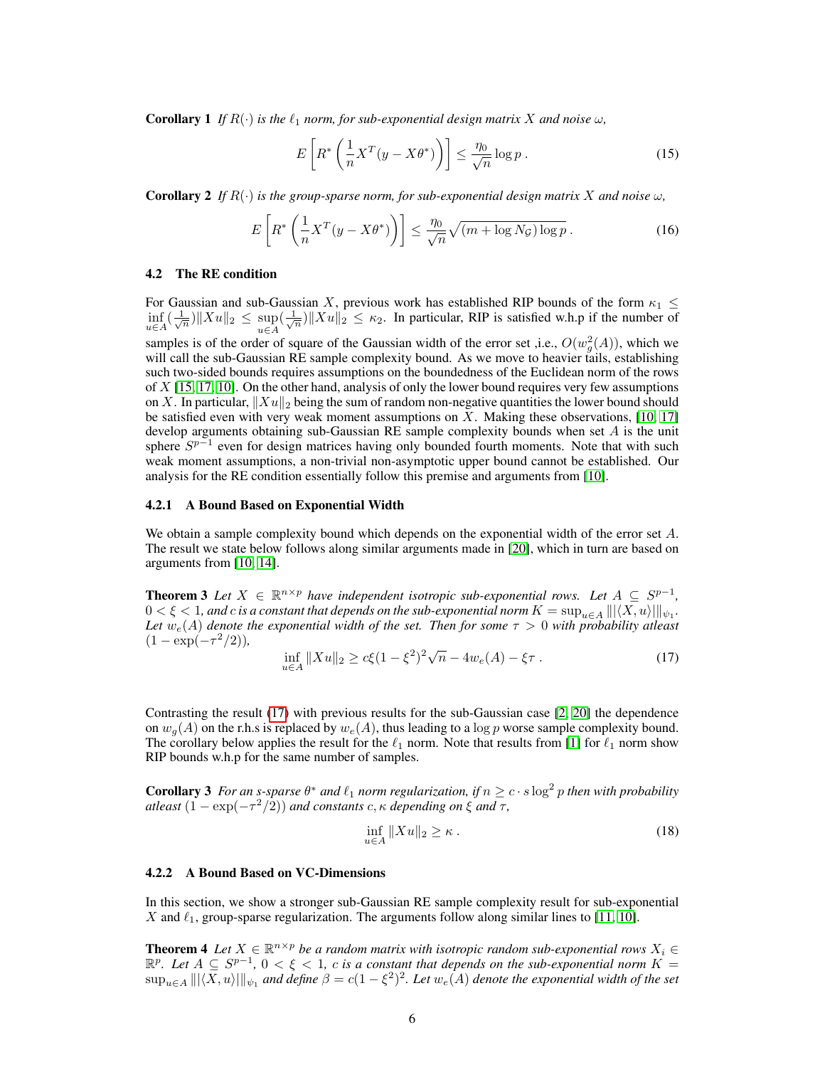**Corollary 1** *If $R(\cdot)$ is the $\ell_1$ norm, for sub-exponential design matrix $X$ and noise $\omega$,*

$$E\left[R^*\left(\frac{1}{n}X^T(y - X\theta^*)\right)\right] \leq \frac{\eta_0}{\sqrt{n}} \log p \,. \tag{15}$$

**Corollary 2** *If $R(\cdot)$ is the group-sparse norm, for sub-exponential design matrix $X$ and noise $\omega$,*

$$E\left[R^*\left(\frac{1}{n}X^T(y - X\theta^*)\right)\right] \leq \frac{\eta_0}{\sqrt{n}} \sqrt{(m + \log N_{\mathcal{G}}) \log p} \,. \tag{16}$$

### 4.2 The RE condition

For Gaussian and sub-Gaussian $X$, previous work has established RIP bounds of the form $\kappa_1 \leq \inf_{u \in A}(\frac{1}{\sqrt{n}})\|Xu\|_2 \leq \sup_{u \in A}(\frac{1}{\sqrt{n}})\|Xu\|_2 \leq \kappa_2$. In particular, RIP is satisfied w.h.p if the number of samples is of the order of square of the Gaussian width of the error set ,i.e., $O(w_g^2(A))$, which we will call the sub-Gaussian RE sample complexity bound. As we move to heavier tails, establishing such two-sided bounds requires assumptions on the boundedness of the Euclidean norm of the rows of $X$ [15, 17, 10]. On the other hand, analysis of only the lower bound requires very few assumptions on $X$. In particular, $\|Xu\|_2$ being the sum of random non-negative quantities the lower bound should be satisfied even with very weak moment assumptions on $X$. Making these observations, [10, 17] develop arguments obtaining sub-Gaussian RE sample complexity bounds when set $A$ is the unit sphere $S^{p-1}$ even for design matrices having only bounded fourth moments. Note that with such weak moment assumptions, a non-trivial non-asymptotic upper bound cannot be established. Our analysis for the RE condition essentially follow this premise and arguments from [10].

#### 4.2.1 A Bound Based on Exponential Width

We obtain a sample complexity bound which depends on the exponential width of the error set $A$. The result we state below follows along similar arguments made in [20], which in turn are based on arguments from [10, 14].

**Theorem 3** *Let $X \in \mathbb{R}^{n \times p}$ have independent isotropic sub-exponential rows. Let $A \subseteq S^{p-1}$, $0 < \xi < 1$, and $c$ is a constant that depends on the sub-exponential norm $K = \sup_{u \in A} \||\langle X, u\rangle|\|_{\psi_1}$. Let $w_e(A)$ denote the exponential width of the set. Then for some $\tau > 0$ with probability atleast $(1 - \exp(-\tau^2/2))$,*

$$\inf_{u \in A} \|Xu\|_2 \geq c\xi(1 - \xi^2)^2\sqrt{n} - 4w_e(A) - \xi\tau \,. \tag{17}$$

Contrasting the result (17) with previous results for the sub-Gaussian case [2, 20] the dependence on $w_g(A)$ on the r.h.s is replaced by $w_e(A)$, thus leading to a $\log p$ worse sample complexity bound. The corollary below applies the result for the $\ell_1$ norm. Note that results from [1] for $\ell_1$ norm show RIP bounds w.h.p for the same number of samples.

**Corollary 3** *For an $s$-sparse $\theta^*$ and $\ell_1$ norm regularization, if $n \geq c \cdot s \log^2 p$ then with probability atleast $(1 - \exp(-\tau^2/2))$ and constants $c, \kappa$ depending on $\xi$ and $\tau$,*

$$\inf_{u \in A} \|Xu\|_2 \geq \kappa \,. \tag{18}$$

#### 4.2.2 A Bound Based on VC-Dimensions

In this section, we show a stronger sub-Gaussian RE sample complexity result for sub-exponential $X$ and $\ell_1$, group-sparse regularization. The arguments follow along similar lines to [11, 10].

**Theorem 4** *Let $X \in \mathbb{R}^{n \times p}$ be a random matrix with isotropic random sub-exponential rows $X_i \in \mathbb{R}^p$. Let $A \subseteq S^{p-1}$, $0 < \xi < 1$, $c$ is a constant that depends on the sub-exponential norm $K = \sup_{u \in A} \||\langle X, u\rangle|\|_{\psi_1}$ and define $\beta = c(1 - \xi^2)^2$. Let $w_e(A)$ denote the exponential width of the set*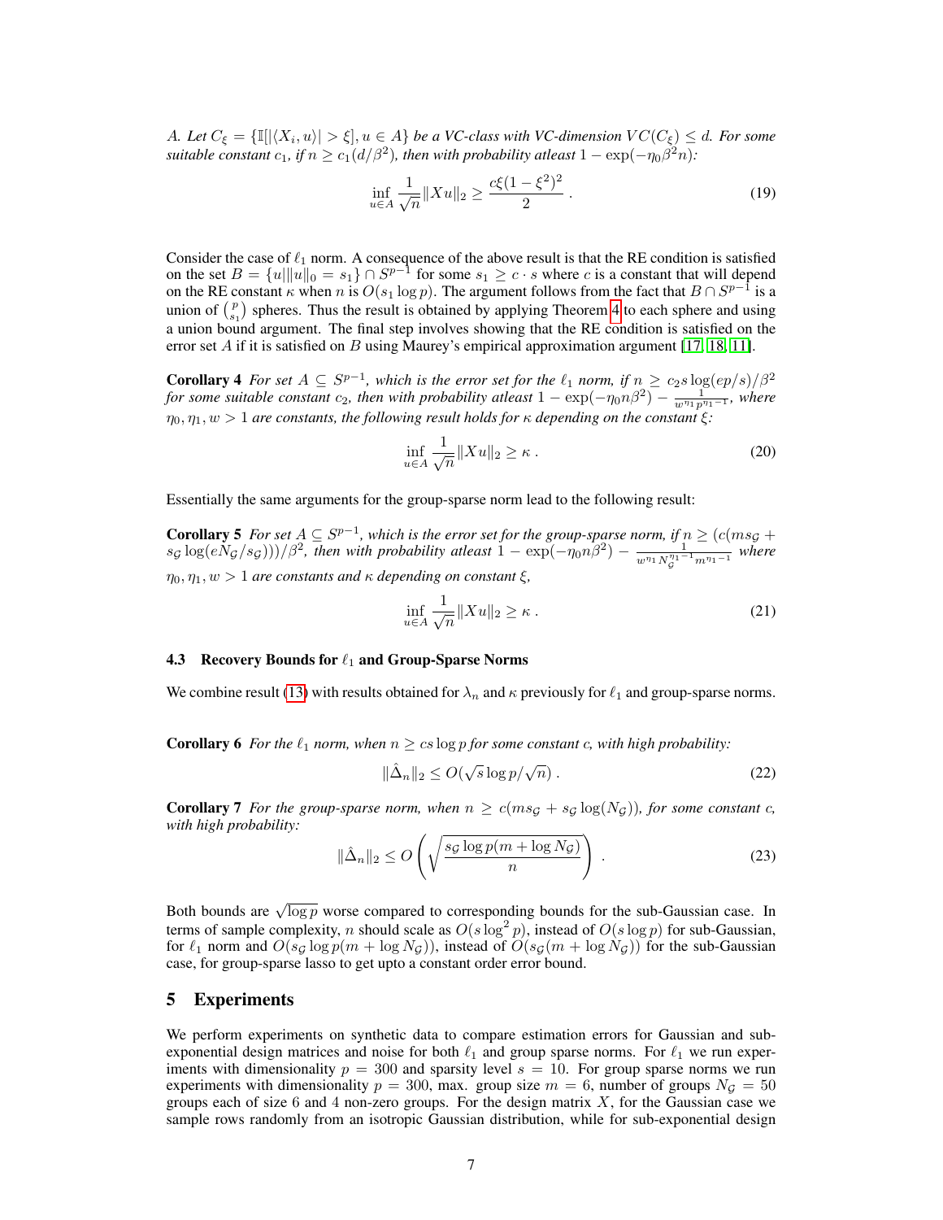*A. Let $C_\xi = \{\mathbb{I}[|\langle X_i, u\rangle| > \xi], u \in A\}$ be a VC-class with VC-dimension $VC(C_\xi) \leq d$. For some suitable constant $c_1$, if $n \geq c_1(d/\beta^2)$, then with probability atleast $1 - \exp(-\eta_0 \beta^2 n)$:*

$$\inf_{u \in A} \frac{1}{\sqrt{n}} \|Xu\|_2 \geq \frac{c\xi(1-\xi^2)^2}{2} \,. \tag{19}$$

Consider the case of $\ell_1$ norm. A consequence of the above result is that the RE condition is satisfied on the set $B = \{u \| \|u\|_0 = s_1\} \cap S^{p-1}$ for some $s_1 \geq c \cdot s$ where $c$ is a constant that will depend on the RE constant $\kappa$ when $n$ is $O(s_1 \log p)$. The argument follows from the fact that $B \cap S^{p-1}$ is a union of $\binom{p}{s_1}$ spheres. Thus the result is obtained by applying Theorem 4 to each sphere and using a union bound argument. The final step involves showing that the RE condition is satisfied on the error set $A$ if it is satisfied on $B$ using Maurey's empirical approximation argument [17, 18, 11].

**Corollary 4** *For set $A \subseteq S^{p-1}$, which is the error set for the $\ell_1$ norm, if $n \geq c_2 s \log(ep/s)/\beta^2$ for some suitable constant $c_2$, then with probability atleast $1 - \exp(-\eta_0 n \beta^2) - \frac{1}{w^{\eta_1} p^{\eta_1 - 1}}$, where $\eta_0, \eta_1, w > 1$ are constants, the following result holds for $\kappa$ depending on the constant $\xi$:*

$$\inf_{u \in A} \frac{1}{\sqrt{n}} \|Xu\|_2 \geq \kappa \,. \tag{20}$$

Essentially the same arguments for the group-sparse norm lead to the following result:

**Corollary 5** *For set $A \subseteq S^{p-1}$, which is the error set for the group-sparse norm, if $n \geq (c(ms_{\mathcal{G}} + s_{\mathcal{G}} \log(eN_{\mathcal{G}}/s_{\mathcal{G}})))/\beta^2$, then with probability atleast $1 - \exp(-\eta_0 n \beta^2) - \frac{1}{w^{\eta_1} N_{\mathcal{G}}^{\eta_1 - 1} m^{\eta_1 - 1}}$ where $\eta_0, \eta_1, w > 1$ are constants and $\kappa$ depending on constant $\xi$,*

$$\inf_{u \in A} \frac{1}{\sqrt{n}} \|Xu\|_2 \geq \kappa \,. \tag{21}$$

### 4.3 Recovery Bounds for $\ell_1$ and Group-Sparse Norms

We combine result (13) with results obtained for $\lambda_n$ and $\kappa$ previously for $\ell_1$ and group-sparse norms.

**Corollary 6** *For the $\ell_1$ norm, when $n \geq cs \log p$ for some constant $c$, with high probability:*

$$\|\hat{\Delta}_n\|_2 \leq O(\sqrt{s} \log p / \sqrt{n}) \,. \tag{22}$$

**Corollary 7** *For the group-sparse norm, when $n \geq c(ms_{\mathcal{G}} + s_{\mathcal{G}} \log(N_{\mathcal{G}}))$, for some constant $c$, with high probability:*

$$\|\hat{\Delta}_n\|_2 \leq O\left(\sqrt{\frac{s_{\mathcal{G}} \log p (m + \log N_{\mathcal{G}})}{n}}\right) \,. \tag{23}$$

Both bounds are $\sqrt{\log p}$ worse compared to corresponding bounds for the sub-Gaussian case. In terms of sample complexity, $n$ should scale as $O(s \log^2 p)$, instead of $O(s \log p)$ for sub-Gaussian, for $\ell_1$ norm and $O(s_{\mathcal{G}} \log p (m + \log N_{\mathcal{G}}))$, instead of $O(s_{\mathcal{G}}(m + \log N_{\mathcal{G}}))$ for the sub-Gaussian case, for group-sparse lasso to get upto a constant order error bound.

## 5 Experiments

We perform experiments on synthetic data to compare estimation errors for Gaussian and sub-exponential design matrices and noise for both $\ell_1$ and group sparse norms. For $\ell_1$ we run experiments with dimensionality $p = 300$ and sparsity level $s = 10$. For group sparse norms we run experiments with dimensionality $p = 300$, max. group size $m = 6$, number of groups $N_{\mathcal{G}} = 50$ groups each of size 6 and 4 non-zero groups. For the design matrix $X$, for the Gaussian case we sample rows randomly from an isotropic Gaussian distribution, while for sub-exponential design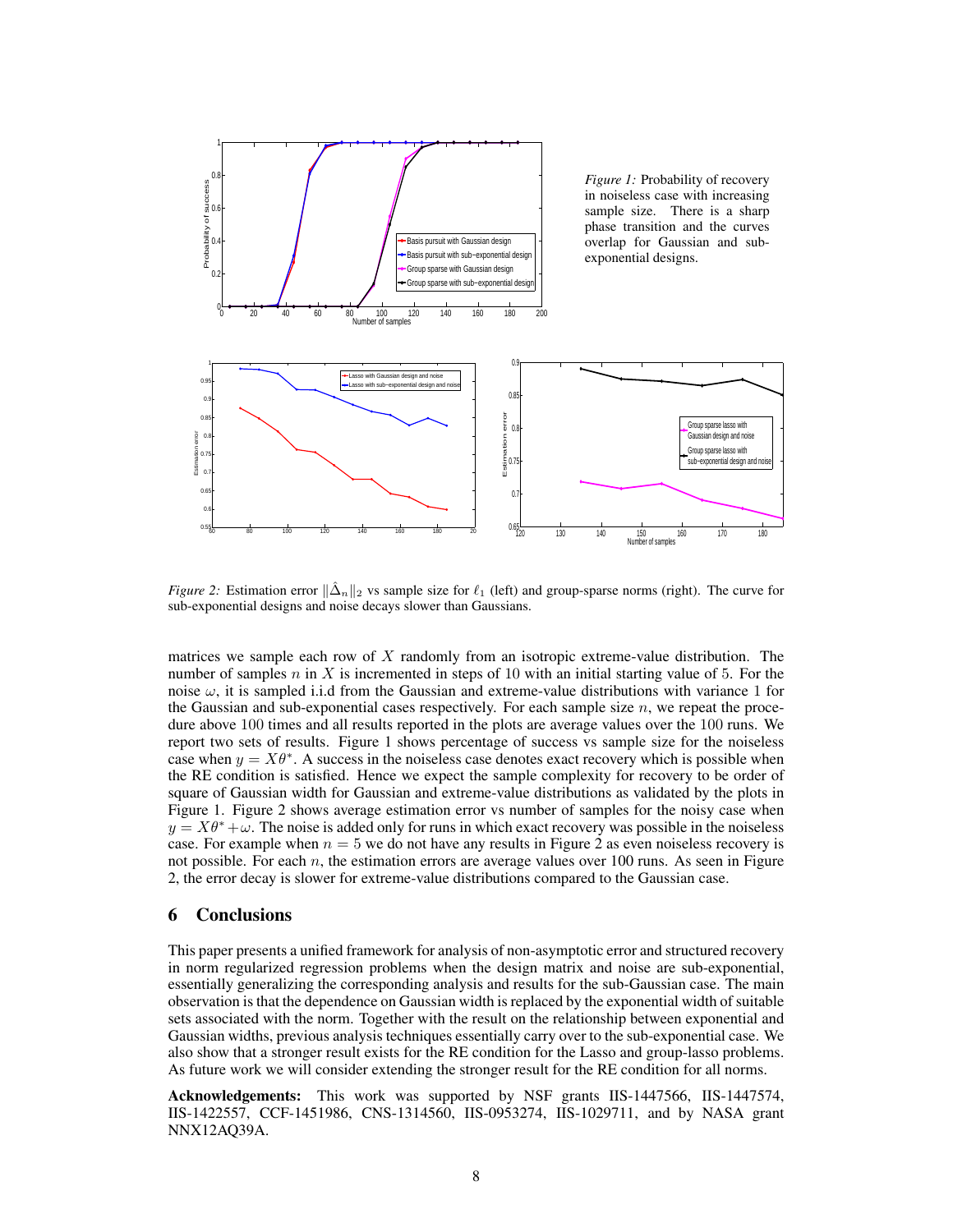*Figure 1:* Probability of recovery in noiseless case with increasing sample size. There is a sharp phase transition and the curves overlap for Gaussian and sub-exponential designs.

*Figure 2:* Estimation error $\|\hat{\Delta}_n\|_2$ vs sample size for $\ell_1$ (left) and group-sparse norms (right). The curve for sub-exponential designs and noise decays slower than Gaussians.

matrices we sample each row of $X$ randomly from an isotropic extreme-value distribution. The number of samples $n$ in $X$ is incremented in steps of 10 with an initial starting value of 5. For the noise $\omega$, it is sampled i.i.d from the Gaussian and extreme-value distributions with variance 1 for the Gaussian and sub-exponential cases respectively. For each sample size $n$, we repeat the procedure above 100 times and all results reported in the plots are average values over the 100 runs. We report two sets of results. Figure 1 shows percentage of success vs sample size for the noiseless case when $y = X\theta^*$. A success in the noiseless case denotes exact recovery which is possible when the RE condition is satisfied. Hence we expect the sample complexity for recovery to be order of square of Gaussian width for Gaussian and extreme-value distributions as validated by the plots in Figure 1. Figure 2 shows average estimation error vs number of samples for the noisy case when $y = X\theta^* + \omega$. The noise is added only for runs in which exact recovery was possible in the noiseless case. For example when $n = 5$ we do not have any results in Figure 2 as even noiseless recovery is not possible. For each $n$, the estimation errors are average values over 100 runs. As seen in Figure 2, the error decay is slower for extreme-value distributions compared to the Gaussian case.

## 6 Conclusions

This paper presents a unified framework for analysis of non-asymptotic error and structured recovery in norm regularized regression problems when the design matrix and noise are sub-exponential, essentially generalizing the corresponding analysis and results for the sub-Gaussian case. The main observation is that the dependence on Gaussian width is replaced by the exponential width of suitable sets associated with the norm. Together with the result on the relationship between exponential and Gaussian widths, previous analysis techniques essentially carry over to the sub-exponential case. We also show that a stronger result exists for the RE condition for the Lasso and group-lasso problems. As future work we will consider extending the stronger result for the RE condition for all norms.

**Acknowledgements:** This work was supported by NSF grants IIS-1447566, IIS-1447574, IIS-1422557, CCF-1451986, CNS-1314560, IIS-0953274, IIS-1029711, and by NASA grant NNX12AQ39A.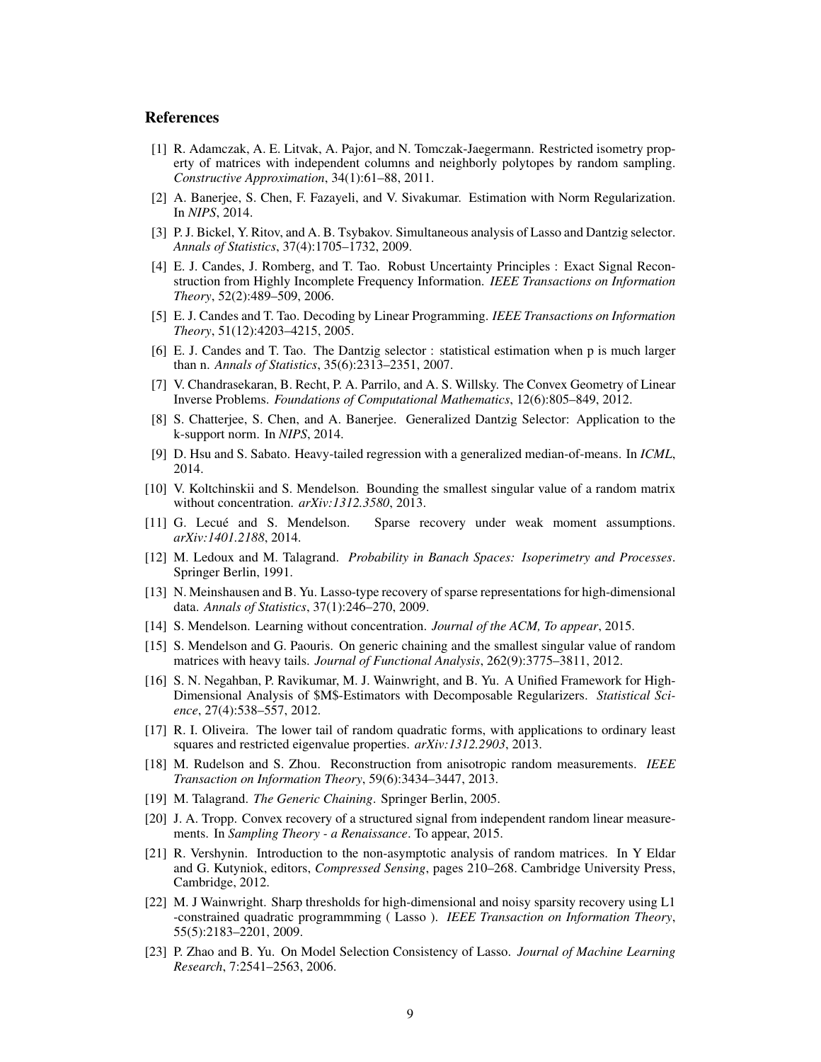## References

[1] R. Adamczak, A. E. Litvak, A. Pajor, and N. Tomczak-Jaegermann. Restricted isometry property of matrices with independent columns and neighborly polytopes by random sampling. *Constructive Approximation*, 34(1):61–88, 2011.

[2] A. Banerjee, S. Chen, F. Fazayeli, and V. Sivakumar. Estimation with Norm Regularization. In *NIPS*, 2014.

[3] P. J. Bickel, Y. Ritov, and A. B. Tsybakov. Simultaneous analysis of Lasso and Dantzig selector. *Annals of Statistics*, 37(4):1705–1732, 2009.

[4] E. J. Candes, J. Romberg, and T. Tao. Robust Uncertainty Principles : Exact Signal Reconstruction from Highly Incomplete Frequency Information. *IEEE Transactions on Information Theory*, 52(2):489–509, 2006.

[5] E. J. Candes and T. Tao. Decoding by Linear Programming. *IEEE Transactions on Information Theory*, 51(12):4203–4215, 2005.

[6] E. J. Candes and T. Tao. The Dantzig selector : statistical estimation when p is much larger than n. *Annals of Statistics*, 35(6):2313–2351, 2007.

[7] V. Chandrasekaran, B. Recht, P. A. Parrilo, and A. S. Willsky. The Convex Geometry of Linear Inverse Problems. *Foundations of Computational Mathematics*, 12(6):805–849, 2012.

[8] S. Chatterjee, S. Chen, and A. Banerjee. Generalized Dantzig Selector: Application to the k-support norm. In *NIPS*, 2014.

[9] D. Hsu and S. Sabato. Heavy-tailed regression with a generalized median-of-means. In *ICML*, 2014.

[10] V. Koltchinskii and S. Mendelson. Bounding the smallest singular value of a random matrix without concentration. *arXiv:1312.3580*, 2013.

[11] G. Lecué and S. Mendelson. Sparse recovery under weak moment assumptions. *arXiv:1401.2188*, 2014.

[12] M. Ledoux and M. Talagrand. *Probability in Banach Spaces: Isoperimetry and Processes*. Springer Berlin, 1991.

[13] N. Meinshausen and B. Yu. Lasso-type recovery of sparse representations for high-dimensional data. *Annals of Statistics*, 37(1):246–270, 2009.

[14] S. Mendelson. Learning without concentration. *Journal of the ACM, To appear*, 2015.

[15] S. Mendelson and G. Paouris. On generic chaining and the smallest singular value of random matrices with heavy tails. *Journal of Functional Analysis*, 262(9):3775–3811, 2012.

[16] S. N. Negahban, P. Ravikumar, M. J. Wainwright, and B. Yu. A Unified Framework for High-Dimensional Analysis of $M$-Estimators with Decomposable Regularizers. *Statistical Science*, 27(4):538–557, 2012.

[17] R. I. Oliveira. The lower tail of random quadratic forms, with applications to ordinary least squares and restricted eigenvalue properties. *arXiv:1312.2903*, 2013.

[18] M. Rudelson and S. Zhou. Reconstruction from anisotropic random measurements. *IEEE Transaction on Information Theory*, 59(6):3434–3447, 2013.

[19] M. Talagrand. *The Generic Chaining*. Springer Berlin, 2005.

[20] J. A. Tropp. Convex recovery of a structured signal from independent random linear measurements. In *Sampling Theory - a Renaissance*. To appear, 2015.

[21] R. Vershynin. Introduction to the non-asymptotic analysis of random matrices. In Y Eldar and G. Kutyniok, editors, *Compressed Sensing*, pages 210–268. Cambridge University Press, Cambridge, 2012.

[22] M. J Wainwright. Sharp thresholds for high-dimensional and noisy sparsity recovery using L1 -constrained quadratic programmming ( Lasso ). *IEEE Transaction on Information Theory*, 55(5):2183–2201, 2009.

[23] P. Zhao and B. Yu. On Model Selection Consistency of Lasso. *Journal of Machine Learning Research*, 7:2541–2563, 2006.